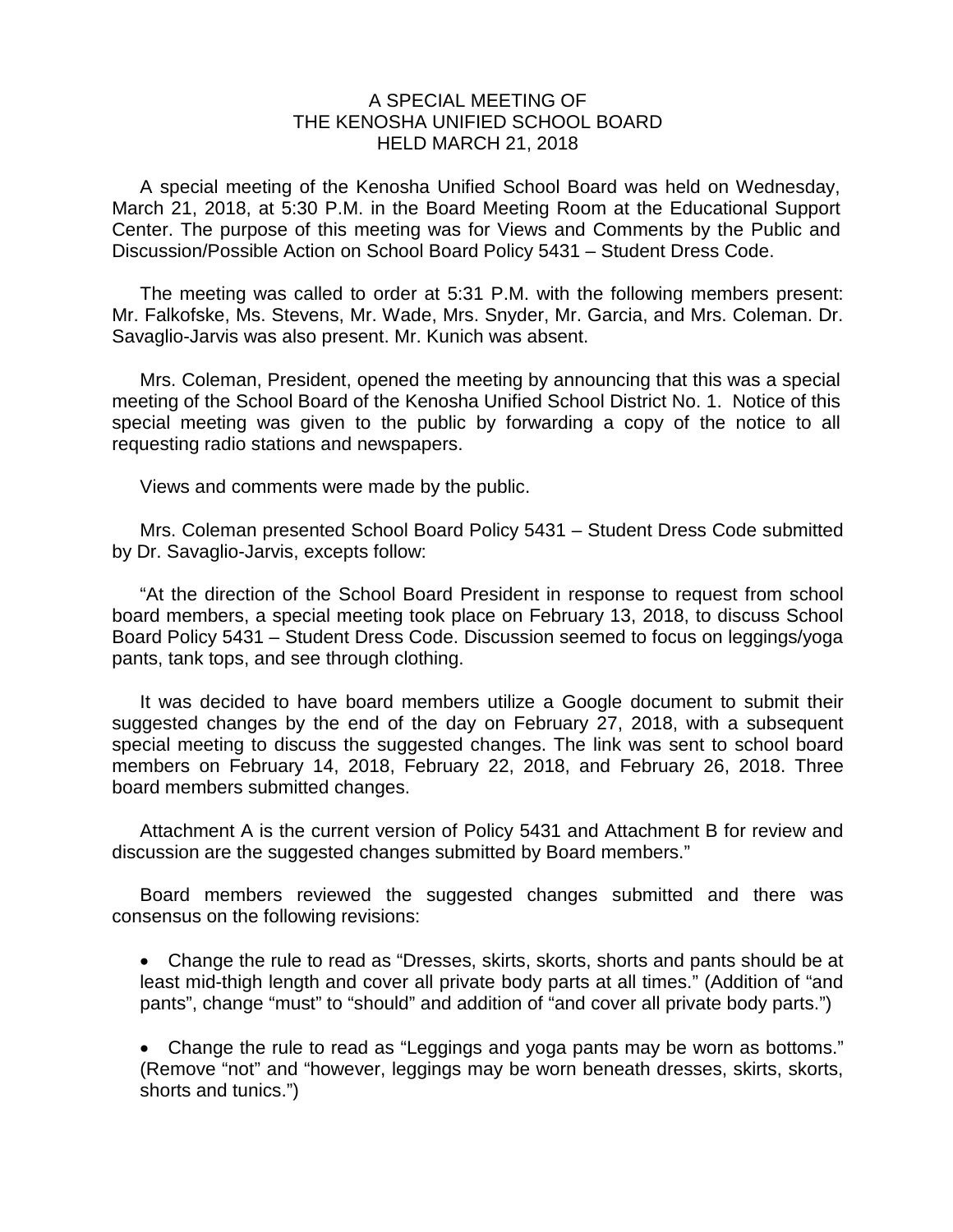# A SPECIAL MEETING OF THE KENOSHA UNIFIED SCHOOL BOARD HELD MARCH 21, 2018

A special meeting of the Kenosha Unified School Board was held on Wednesday, March 21, 2018, at 5:30 P.M. in the Board Meeting Room at the Educational Support Center. The purpose of this meeting was for Views and Comments by the Public and Discussion/Possible Action on School Board Policy 5431 – Student Dress Code.

The meeting was called to order at 5:31 P.M. with the following members present: Mr. Falkofske, Ms. Stevens, Mr. Wade, Mrs. Snyder, Mr. Garcia, and Mrs. Coleman. Dr. Savaglio-Jarvis was also present. Mr. Kunich was absent.

Mrs. Coleman, President, opened the meeting by announcing that this was a special meeting of the School Board of the Kenosha Unified School District No. 1. Notice of this special meeting was given to the public by forwarding a copy of the notice to all requesting radio stations and newspapers.

Views and comments were made by the public.

Mrs. Coleman presented School Board Policy 5431 – Student Dress Code submitted by Dr. Savaglio-Jarvis, excepts follow:

"At the direction of the School Board President in response to request from school board members, a special meeting took place on February 13, 2018, to discuss School Board Policy 5431 – Student Dress Code. Discussion seemed to focus on leggings/yoga pants, tank tops, and see through clothing.

It was decided to have board members utilize a Google document to submit their suggested changes by the end of the day on February 27, 2018, with a subsequent special meeting to discuss the suggested changes. The link was sent to school board members on February 14, 2018, February 22, 2018, and February 26, 2018. Three board members submitted changes.

Attachment A is the current version of Policy 5431 and Attachment B for review and discussion are the suggested changes submitted by Board members."

Board members reviewed the suggested changes submitted and there was consensus on the following revisions:

- Change the rule to read as "Dresses, skirts, skorts, shorts and pants should be at least mid-thigh length and cover all private body parts at all times." (Addition of "and pants", change "must" to "should" and addition of "and cover all private body parts.")

- Change the rule to read as "Leggings and yoga pants may be worn as bottoms." (Remove "not" and "however, leggings may be worn beneath dresses, skirts, skorts, shorts and tunics.")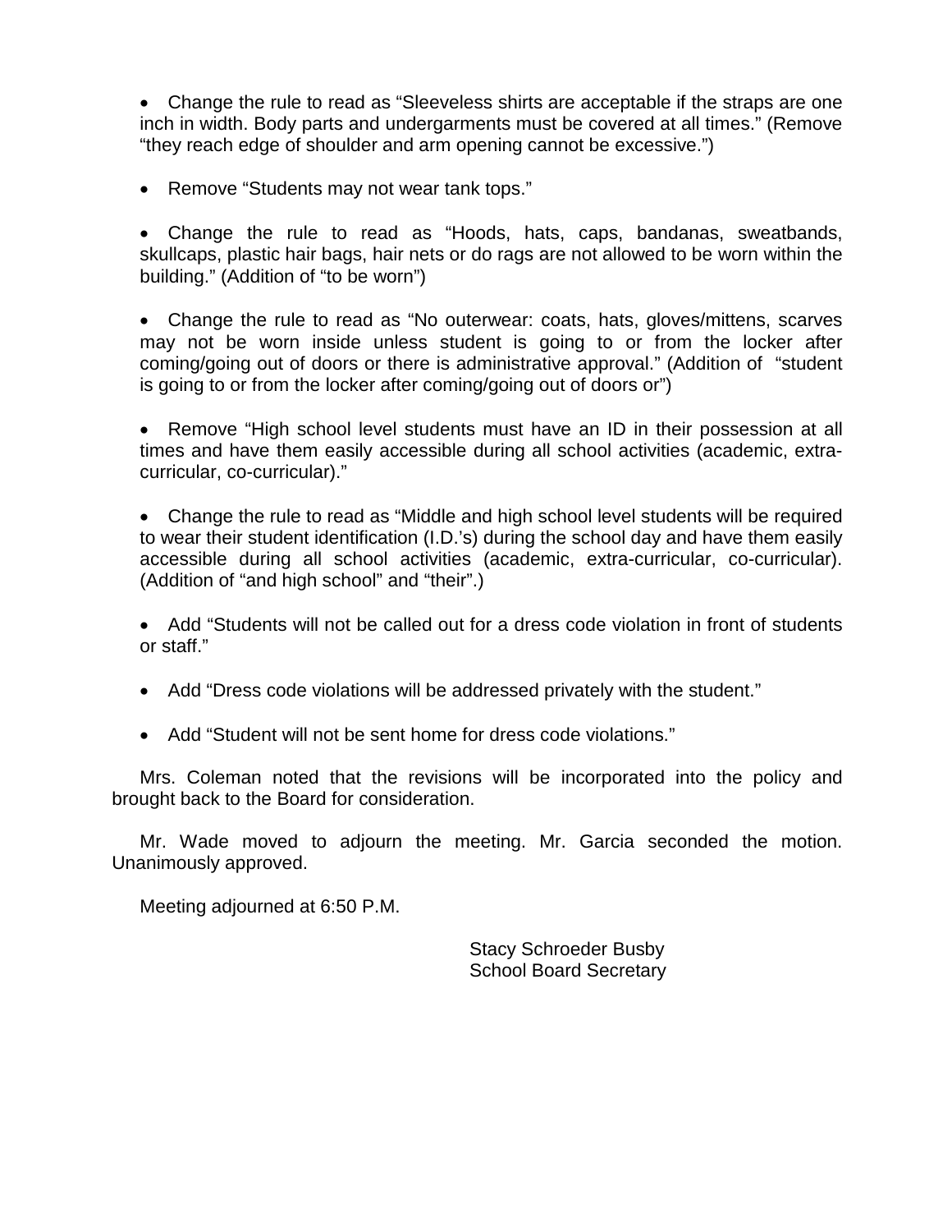- Change the rule to read as "Sleeveless shirts are acceptable if the straps are one inch in width. Body parts and undergarments must be covered at all times." (Remove "they reach edge of shoulder and arm opening cannot be excessive.")

- Remove "Students may not wear tank tops."

- Change the rule to read as "Hoods, hats, caps, bandanas, sweatbands, skullcaps, plastic hair bags, hair nets or do rags are not allowed to be worn within the building." (Addition of "to be worn")

- Change the rule to read as "No outerwear: coats, hats, gloves/mittens, scarves may not be worn inside unless student is going to or from the locker after coming/going out of doors or there is administrative approval." (Addition of "student is going to or from the locker after coming/going out of doors or")

- Remove "High school level students must have an ID in their possession at all times and have them easily accessible during all school activities (academic, extra-curricular, co-curricular)."

- Change the rule to read as "Middle and high school level students will be required to wear their student identification (I.D.'s) during the school day and have them easily accessible during all school activities (academic, extra-curricular, co-curricular). (Addition of "and high school" and "their".)

- Add "Students will not be called out for a dress code violation in front of students or staff."

- Add "Dress code violations will be addressed privately with the student."

- Add "Student will not be sent home for dress code violations."

Mrs. Coleman noted that the revisions will be incorporated into the policy and brought back to the Board for consideration.

Mr. Wade moved to adjourn the meeting. Mr. Garcia seconded the motion. Unanimously approved.

Meeting adjourned at 6:50 P.M.

Stacy Schroeder Busby
School Board Secretary